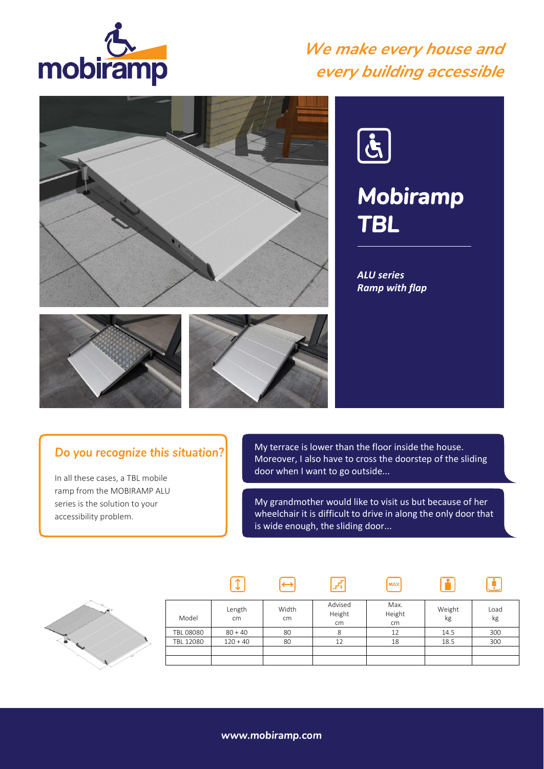mobiramp

*We make every house and every building accessible*

# Mobiramp TBL

***ALU series***
***Ramp with flap***

## Do you recognize this situation?

In all these cases, a TBL mobile ramp from the MOBIRAMP ALU series is the solution to your accessibility problem.

My terrace is lower than the floor inside the house. Moreover, I also have to cross the doorstep of the sliding door when I want to go outside...

My grandmother would like to visit us but because of her wheelchair it is difficult to drive in along the only door that is wide enough, the sliding door...

| Model | Length cm | Width cm | Advised Height cm | Max. Height cm | Weight kg | Load kg |
|---|---|---|---|---|---|---|
| TBL 08080 | 80 + 40 | 80 | 8 | 12 | 14.5 | 300 |
| TBL 12080 | 120 + 40 | 80 | 12 | 18 | 18.5 | 300 |
| | | | | | | |
| | | | | | | |

www.mobiramp.com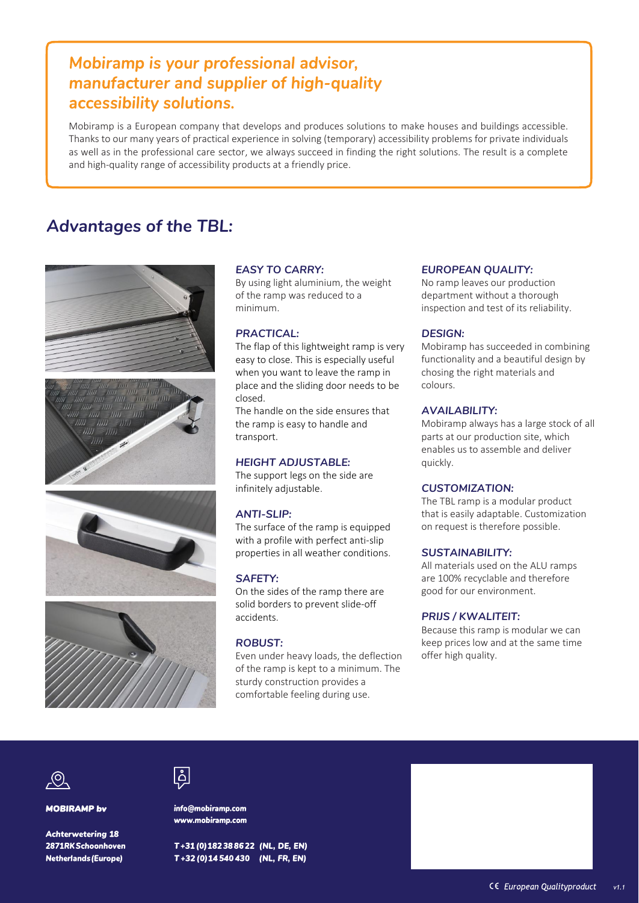## Mobiramp is your professional advisor, manufacturer and supplier of high-quality accessibility solutions.

Mobiramp is a European company that develops and produces solutions to make houses and buildings accessible. Thanks to our many years of practical experience in solving (temporary) accessibility problems for private individuals as well as in the professional care sector, we always succeed in finding the right solutions. The result is a complete and high-quality range of accessibility products at a friendly price.

## Advantages of the TBL:

### EASY TO CARRY:
By using light aluminium, the weight of the ramp was reduced to a minimum.

### PRACTICAL:
The flap of this lightweight ramp is very easy to close. This is especially useful when you want to leave the ramp in place and the sliding door needs to be closed.
The handle on the side ensures that the ramp is easy to handle and transport.

### HEIGHT ADJUSTABLE:
The support legs on the side are infinitely adjustable.

### ANTI-SLIP:
The surface of the ramp is equipped with a profile with perfect anti-slip properties in all weather conditions.

### SAFETY:
On the sides of the ramp there are solid borders to prevent slide-off accidents.

### ROBUST:
Even under heavy loads, the deflection of the ramp is kept to a minimum. The sturdy construction provides a comfortable feeling during use.

### EUROPEAN QUALITY:
No ramp leaves our production department without a thorough inspection and test of its reliability.

### DESIGN:
Mobiramp has succeeded in combining functionality and a beautiful design by chosing the right materials and colours.

### AVAILABILITY:
Mobiramp always has a large stock of all parts at our production site, which enables us to assemble and deliver quickly.

### CUSTOMIZATION:
The TBL ramp is a modular product that is easily adaptable. Customization on request is therefore possible.

### SUSTAINABILITY:
All materials used on the ALU ramps are 100% recyclable and therefore good for our environment.

### PRIJS / KWALITEIT:
Because this ramp is modular we can keep prices low and at the same time offer high quality.

**MOBIRAMP bv**

**Achterwetering 18**
**2871RK Schoonhoven**
**Netherlands (Europe)**

**info@mobiramp.com**
**www.mobiramp.com**

**T +31 (0) 182 38 86 22 (NL, DE, EN)**
**T +32 (0) 14 540 430 (NL, FR, EN)**

CE *European Qualityproduct*